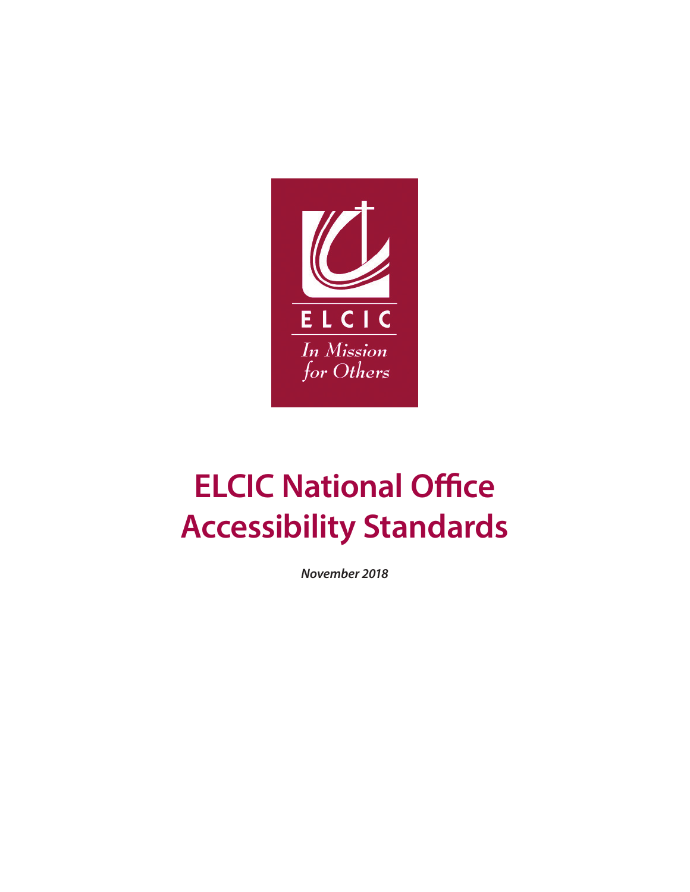ELCIC

*In Mission for Others*

# ELCIC National Office Accessibility Standards

***November 2018***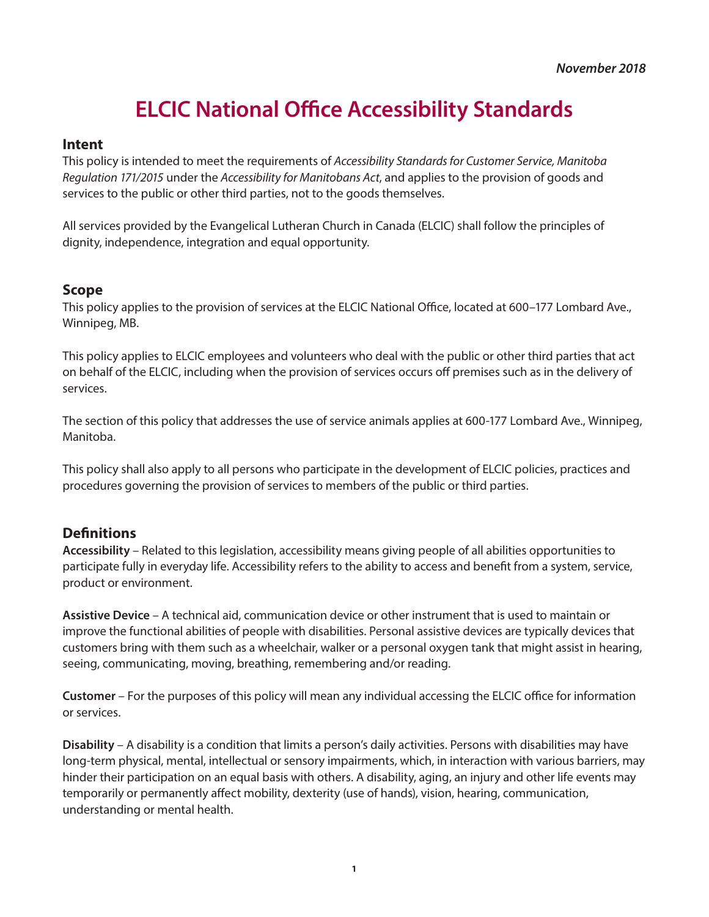*November 2018*

# ELCIC National Office Accessibility Standards

## Intent

This policy is intended to meet the requirements of *Accessibility Standards for Customer Service, Manitoba Regulation 171/2015* under the *Accessibility for Manitobans Act*, and applies to the provision of goods and services to the public or other third parties, not to the goods themselves.

All services provided by the Evangelical Lutheran Church in Canada (ELCIC) shall follow the principles of dignity, independence, integration and equal opportunity.

## Scope

This policy applies to the provision of services at the ELCIC National Office, located at 600–177 Lombard Ave., Winnipeg, MB.

This policy applies to ELCIC employees and volunteers who deal with the public or other third parties that act on behalf of the ELCIC, including when the provision of services occurs off premises such as in the delivery of services.

The section of this policy that addresses the use of service animals applies at 600-177 Lombard Ave., Winnipeg, Manitoba.

This policy shall also apply to all persons who participate in the development of ELCIC policies, practices and procedures governing the provision of services to members of the public or third parties.

## Definitions

**Accessibility** – Related to this legislation, accessibility means giving people of all abilities opportunities to participate fully in everyday life. Accessibility refers to the ability to access and benefit from a system, service, product or environment.

**Assistive Device** – A technical aid, communication device or other instrument that is used to maintain or improve the functional abilities of people with disabilities. Personal assistive devices are typically devices that customers bring with them such as a wheelchair, walker or a personal oxygen tank that might assist in hearing, seeing, communicating, moving, breathing, remembering and/or reading.

**Customer** – For the purposes of this policy will mean any individual accessing the ELCIC office for information or services.

**Disability** – A disability is a condition that limits a person's daily activities. Persons with disabilities may have long-term physical, mental, intellectual or sensory impairments, which, in interaction with various barriers, may hinder their participation on an equal basis with others. A disability, aging, an injury and other life events may temporarily or permanently affect mobility, dexterity (use of hands), vision, hearing, communication, understanding or mental health.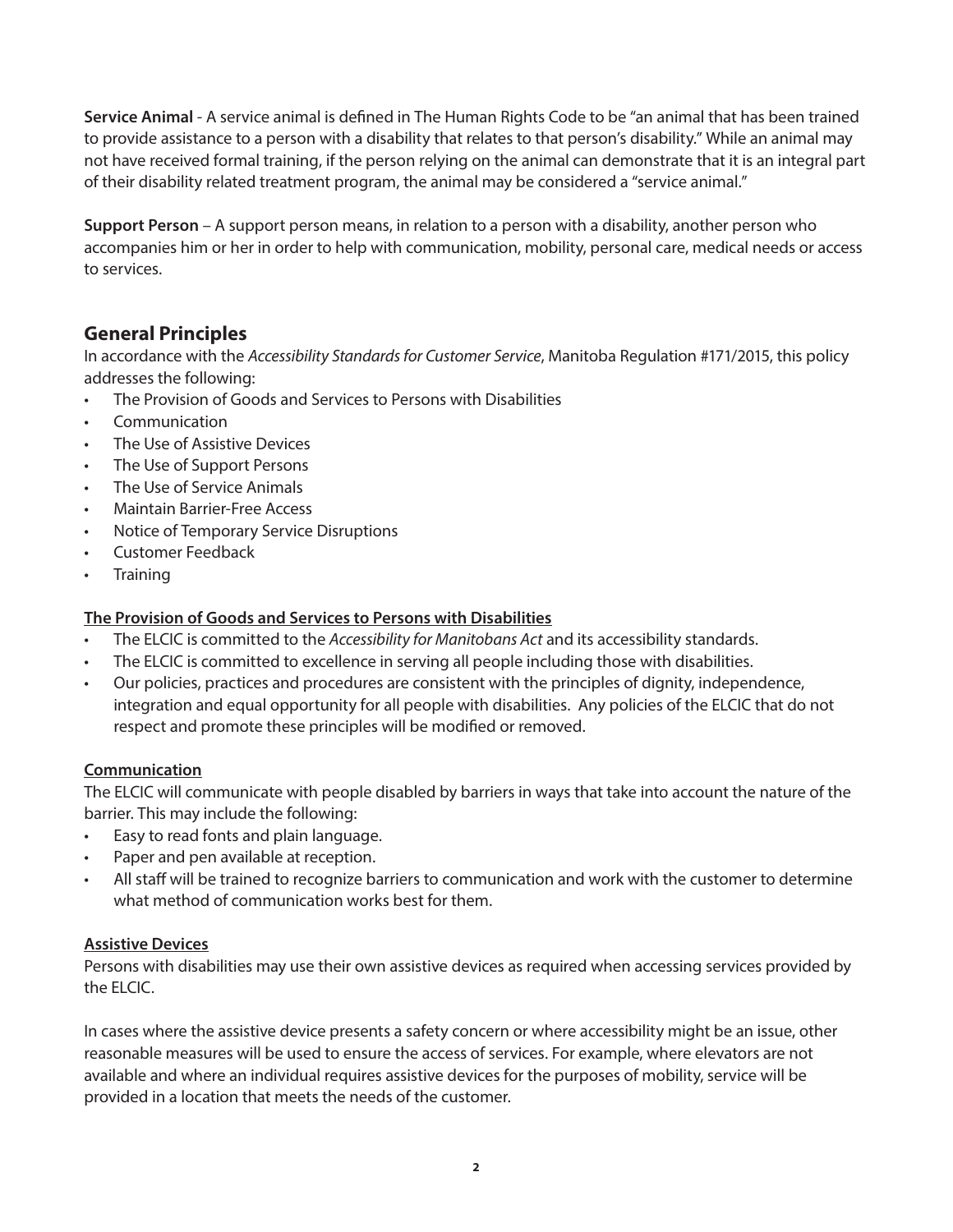**Service Animal** - A service animal is defined in The Human Rights Code to be "an animal that has been trained to provide assistance to a person with a disability that relates to that person's disability." While an animal may not have received formal training, if the person relying on the animal can demonstrate that it is an integral part of their disability related treatment program, the animal may be considered a "service animal."

**Support Person** – A support person means, in relation to a person with a disability, another person who accompanies him or her in order to help with communication, mobility, personal care, medical needs or access to services.

## General Principles

In accordance with the *Accessibility Standards for Customer Service*, Manitoba Regulation #171/2015, this policy addresses the following:

- The Provision of Goods and Services to Persons with Disabilities
- Communication
- The Use of Assistive Devices
- The Use of Support Persons
- The Use of Service Animals
- Maintain Barrier-Free Access
- Notice of Temporary Service Disruptions
- Customer Feedback
- Training

**The Provision of Goods and Services to Persons with Disabilities**

- The ELCIC is committed to the *Accessibility for Manitobans Act* and its accessibility standards.
- The ELCIC is committed to excellence in serving all people including those with disabilities.
- Our policies, practices and procedures are consistent with the principles of dignity, independence, integration and equal opportunity for all people with disabilities. Any policies of the ELCIC that do not respect and promote these principles will be modified or removed.

**Communication**

The ELCIC will communicate with people disabled by barriers in ways that take into account the nature of the barrier. This may include the following:

- Easy to read fonts and plain language.
- Paper and pen available at reception.
- All staff will be trained to recognize barriers to communication and work with the customer to determine what method of communication works best for them.

**Assistive Devices**

Persons with disabilities may use their own assistive devices as required when accessing services provided by the ELCIC.

In cases where the assistive device presents a safety concern or where accessibility might be an issue, other reasonable measures will be used to ensure the access of services. For example, where elevators are not available and where an individual requires assistive devices for the purposes of mobility, service will be provided in a location that meets the needs of the customer.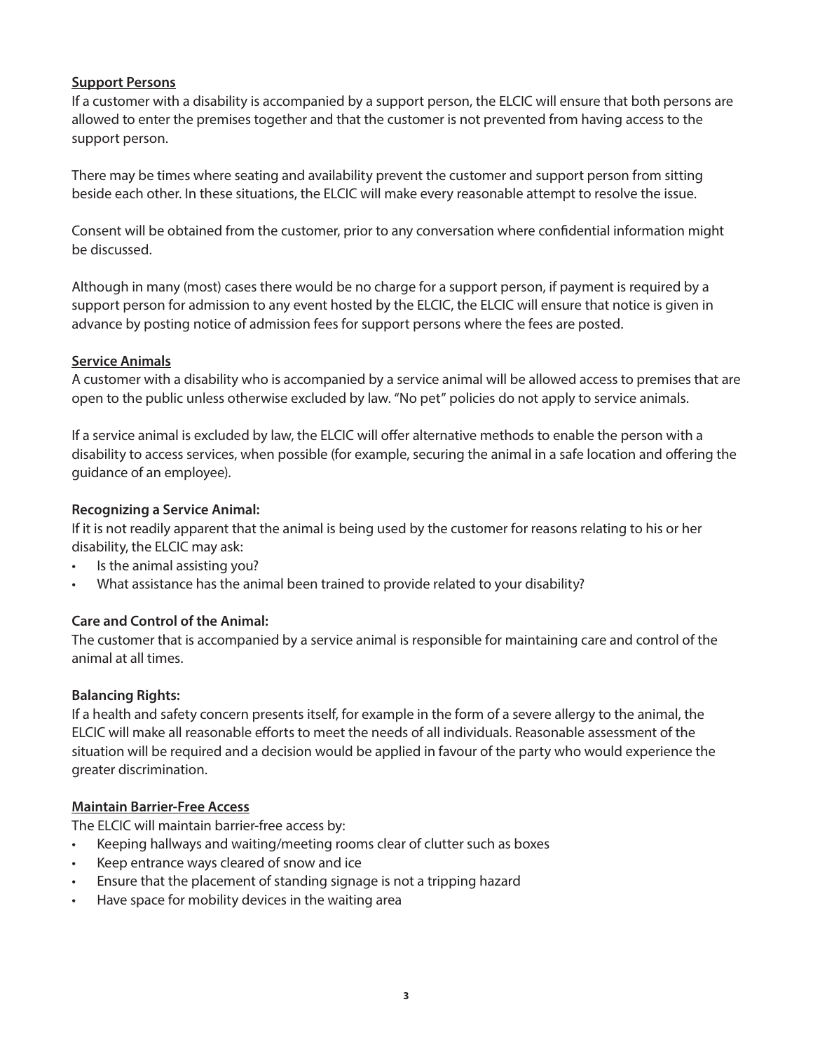## Support Persons

If a customer with a disability is accompanied by a support person, the ELCIC will ensure that both persons are allowed to enter the premises together and that the customer is not prevented from having access to the support person.

There may be times where seating and availability prevent the customer and support person from sitting beside each other. In these situations, the ELCIC will make every reasonable attempt to resolve the issue.

Consent will be obtained from the customer, prior to any conversation where confidential information might be discussed.

Although in many (most) cases there would be no charge for a support person, if payment is required by a support person for admission to any event hosted by the ELCIC, the ELCIC will ensure that notice is given in advance by posting notice of admission fees for support persons where the fees are posted.

## Service Animals

A customer with a disability who is accompanied by a service animal will be allowed access to premises that are open to the public unless otherwise excluded by law. "No pet" policies do not apply to service animals.

If a service animal is excluded by law, the ELCIC will offer alternative methods to enable the person with a disability to access services, when possible (for example, securing the animal in a safe location and offering the guidance of an employee).

### Recognizing a Service Animal:

If it is not readily apparent that the animal is being used by the customer for reasons relating to his or her disability, the ELCIC may ask:

- Is the animal assisting you?
- What assistance has the animal been trained to provide related to your disability?

### Care and Control of the Animal:

The customer that is accompanied by a service animal is responsible for maintaining care and control of the animal at all times.

### Balancing Rights:

If a health and safety concern presents itself, for example in the form of a severe allergy to the animal, the ELCIC will make all reasonable efforts to meet the needs of all individuals. Reasonable assessment of the situation will be required and a decision would be applied in favour of the party who would experience the greater discrimination.

## Maintain Barrier-Free Access

The ELCIC will maintain barrier-free access by:

- Keeping hallways and waiting/meeting rooms clear of clutter such as boxes
- Keep entrance ways cleared of snow and ice
- Ensure that the placement of standing signage is not a tripping hazard
- Have space for mobility devices in the waiting area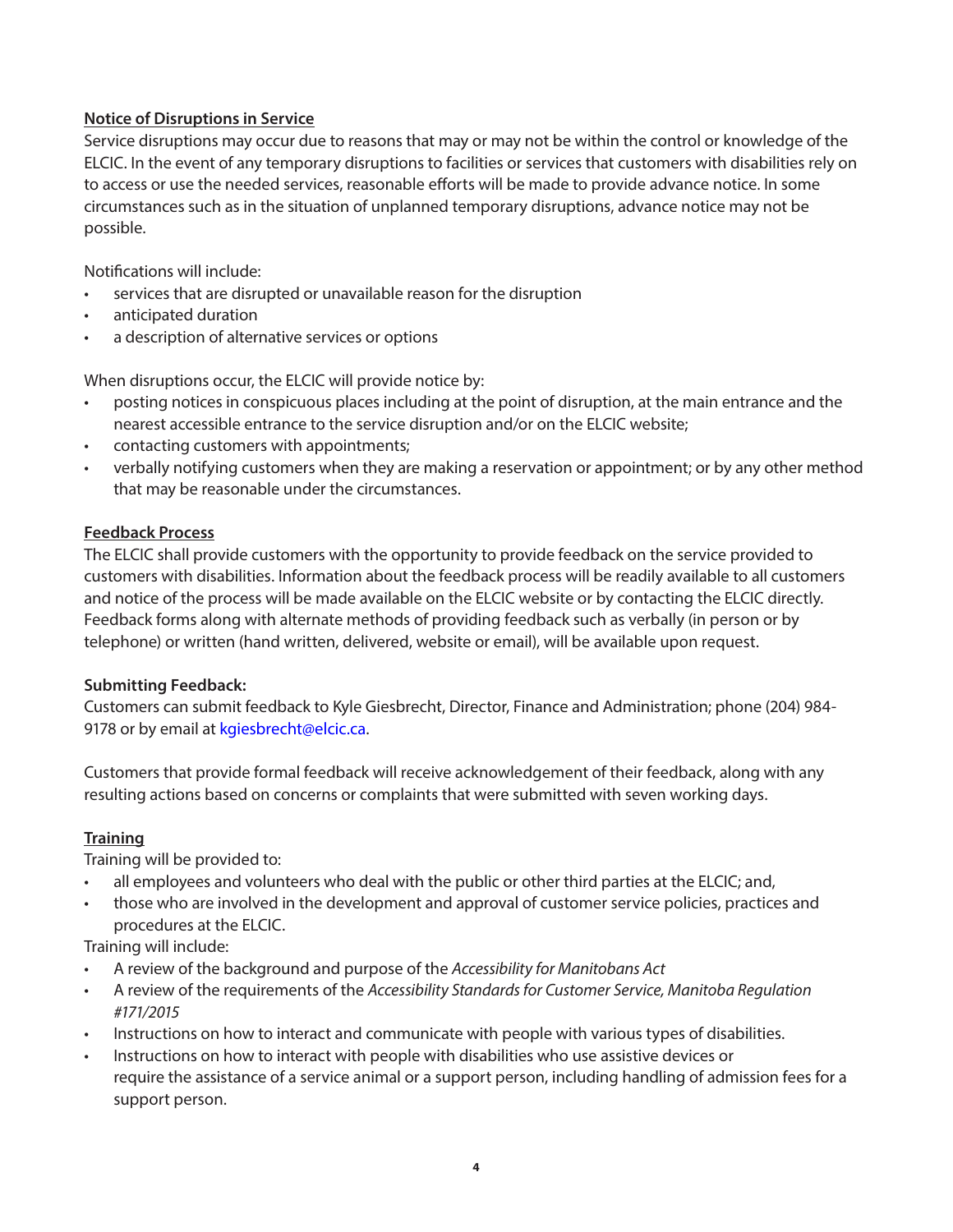**Notice of Disruptions in Service**

Service disruptions may occur due to reasons that may or may not be within the control or knowledge of the ELCIC. In the event of any temporary disruptions to facilities or services that customers with disabilities rely on to access or use the needed services, reasonable efforts will be made to provide advance notice. In some circumstances such as in the situation of unplanned temporary disruptions, advance notice may not be possible.

Notifications will include:

- services that are disrupted or unavailable reason for the disruption
- anticipated duration
- a description of alternative services or options

When disruptions occur, the ELCIC will provide notice by:

- posting notices in conspicuous places including at the point of disruption, at the main entrance and the nearest accessible entrance to the service disruption and/or on the ELCIC website;
- contacting customers with appointments;
- verbally notifying customers when they are making a reservation or appointment; or by any other method that may be reasonable under the circumstances.

**Feedback Process**

The ELCIC shall provide customers with the opportunity to provide feedback on the service provided to customers with disabilities. Information about the feedback process will be readily available to all customers and notice of the process will be made available on the ELCIC website or by contacting the ELCIC directly. Feedback forms along with alternate methods of providing feedback such as verbally (in person or by telephone) or written (hand written, delivered, website or email), will be available upon request.

**Submitting Feedback:**

Customers can submit feedback to Kyle Giesbrecht, Director, Finance and Administration; phone (204) 984-9178 or by email at kgiesbrecht@elcic.ca.

Customers that provide formal feedback will receive acknowledgement of their feedback, along with any resulting actions based on concerns or complaints that were submitted with seven working days.

**Training**

Training will be provided to:

- all employees and volunteers who deal with the public or other third parties at the ELCIC; and,
- those who are involved in the development and approval of customer service policies, practices and procedures at the ELCIC.

Training will include:

- A review of the background and purpose of the *Accessibility for Manitobans Act*
- A review of the requirements of the *Accessibility Standards for Customer Service, Manitoba Regulation #171/2015*
- Instructions on how to interact and communicate with people with various types of disabilities.
- Instructions on how to interact with people with disabilities who use assistive devices or require the assistance of a service animal or a support person, including handling of admission fees for a support person.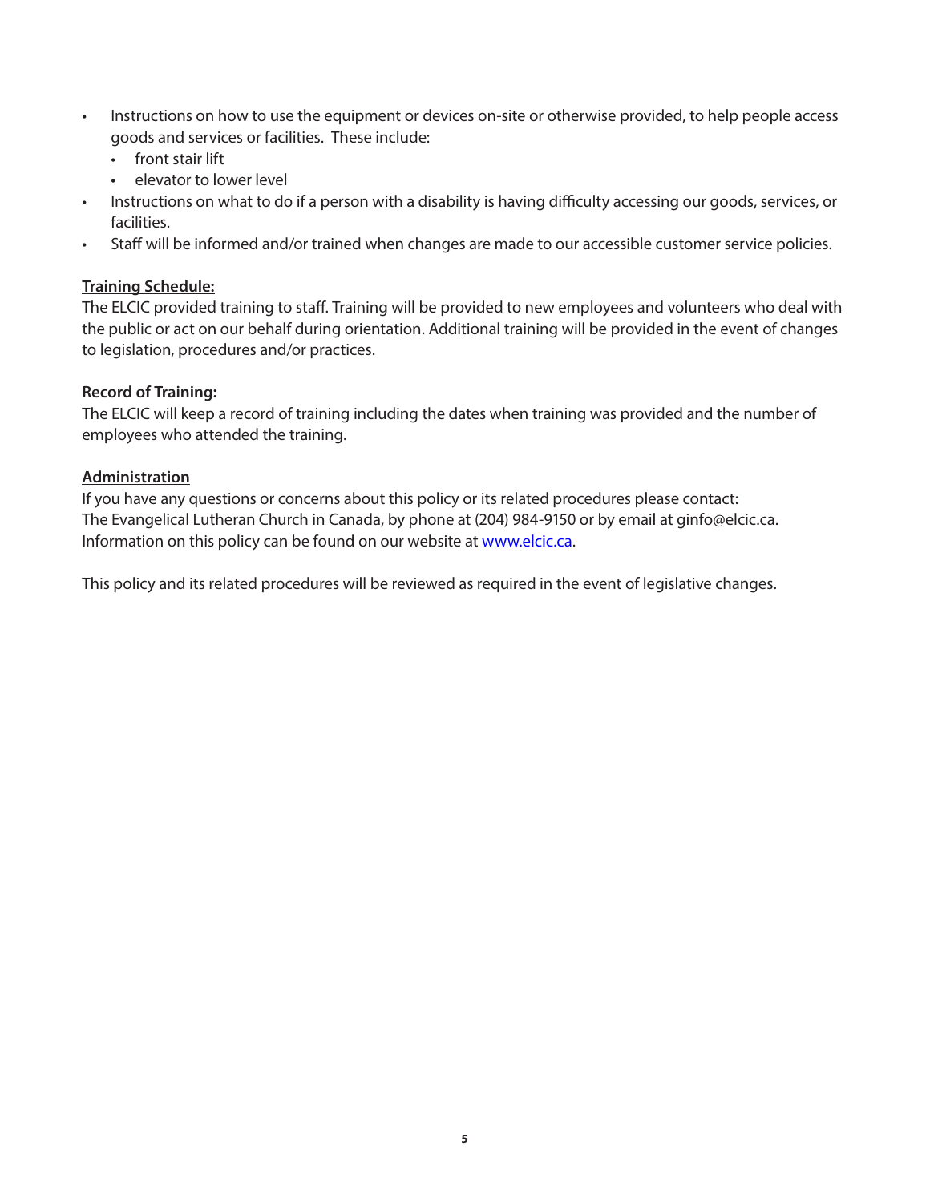- Instructions on how to use the equipment or devices on-site or otherwise provided, to help people access goods and services or facilities. These include:
  - front stair lift
  - elevator to lower level
- Instructions on what to do if a person with a disability is having difficulty accessing our goods, services, or facilities.
- Staff will be informed and/or trained when changes are made to our accessible customer service policies.

**Training Schedule:**
The ELCIC provided training to staff. Training will be provided to new employees and volunteers who deal with the public or act on our behalf during orientation. Additional training will be provided in the event of changes to legislation, procedures and/or practices.

**Record of Training:**
The ELCIC will keep a record of training including the dates when training was provided and the number of employees who attended the training.

**Administration**
If you have any questions or concerns about this policy or its related procedures please contact:
The Evangelical Lutheran Church in Canada, by phone at (204) 984-9150 or by email at ginfo@elcic.ca.
Information on this policy can be found on our website at www.elcic.ca.

This policy and its related procedures will be reviewed as required in the event of legislative changes.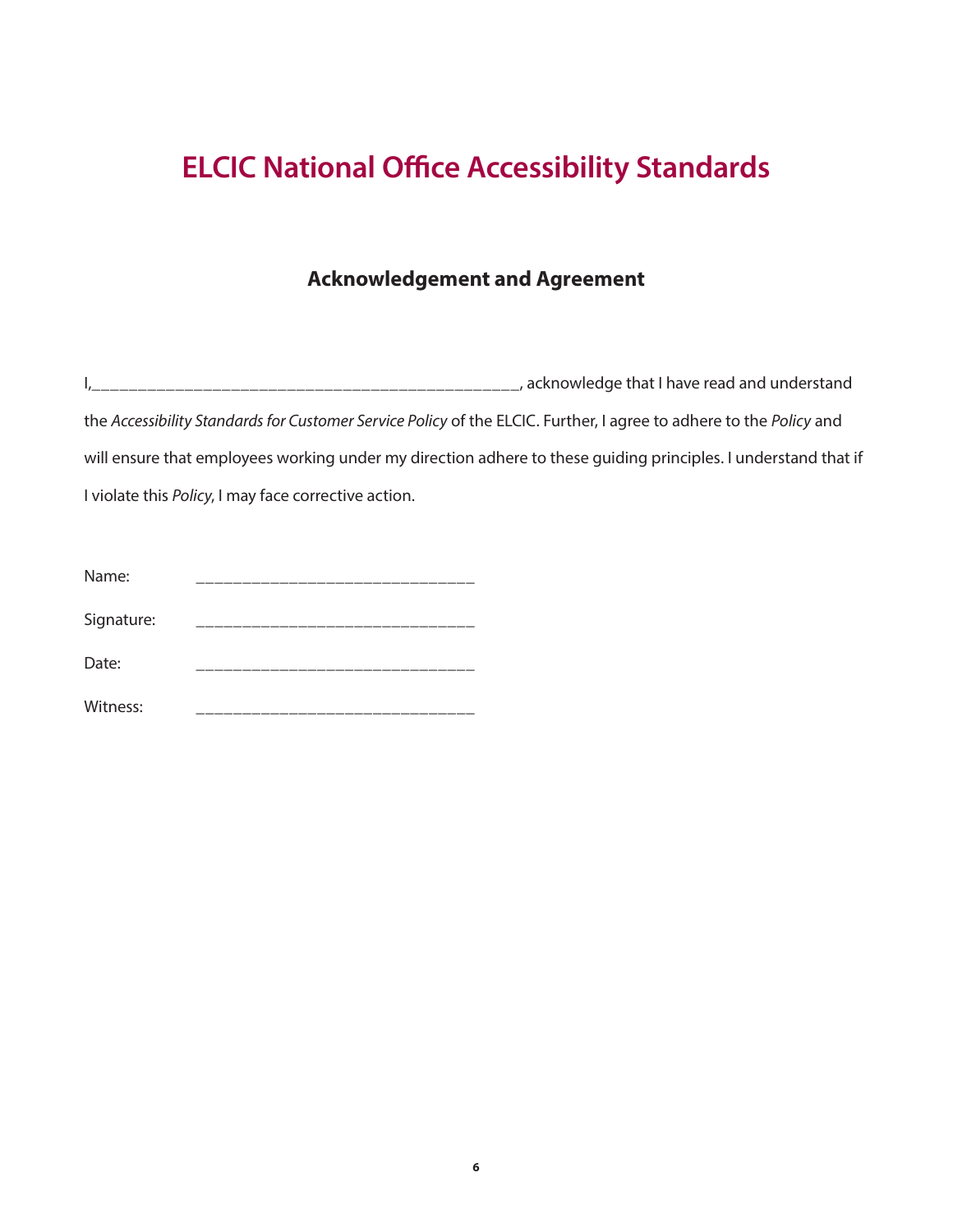# ELCIC National Office Accessibility Standards

## Acknowledgement and Agreement

I,_______________________________________________, acknowledge that I have read and understand the *Accessibility Standards for Customer Service Policy* of the ELCIC. Further, I agree to adhere to the *Policy* and will ensure that employees working under my direction adhere to these guiding principles. I understand that if I violate this *Policy*, I may face corrective action.

Name: ______________________________

Signature: ______________________________

Date: ______________________________

Witness: ______________________________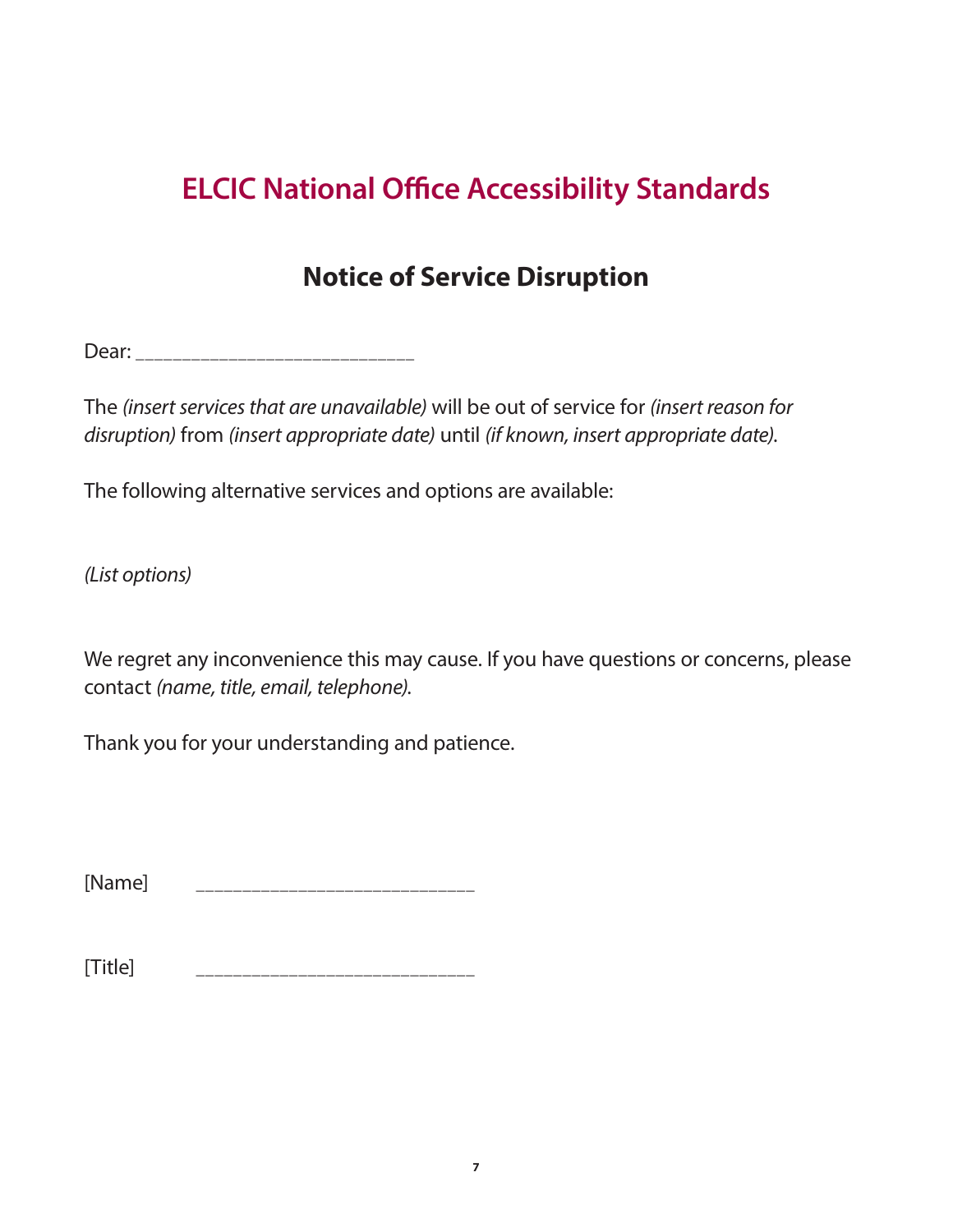# ELCIC National Office Accessibility Standards

## Notice of Service Disruption

Dear: ___________________________

The *(insert services that are unavailable)* will be out of service for *(insert reason for disruption)* from *(insert appropriate date)* until *(if known, insert appropriate date)*.

The following alternative services and options are available:

*(List options)*

We regret any inconvenience this may cause. If you have questions or concerns, please contact *(name, title, email, telephone)*.

Thank you for your understanding and patience.

[Name] ___________________________

[Title] ___________________________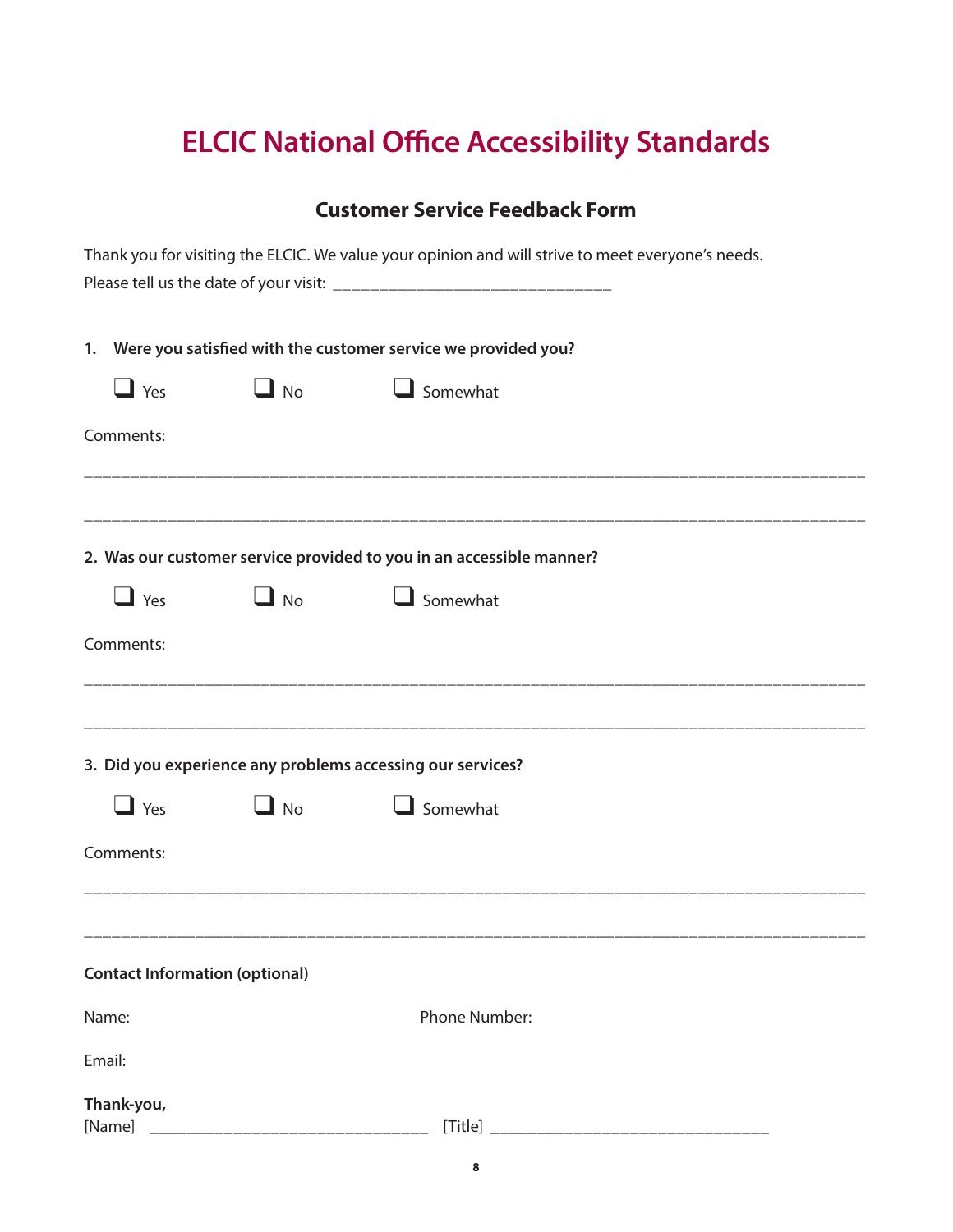# ELCIC National Office Accessibility Standards

## Customer Service Feedback Form

Thank you for visiting the ELCIC. We value your opinion and will strive to meet everyone's needs.
Please tell us the date of your visit: ______________________________

**1. Were you satisfied with the customer service we provided you?**

❑ Yes ❑ No ❑ Somewhat

Comments:

_____________________________________________________________________________________

_____________________________________________________________________________________

**2. Was our customer service provided to you in an accessible manner?**

❑ Yes ❑ No ❑ Somewhat

Comments:

_____________________________________________________________________________________

_____________________________________________________________________________________

**3. Did you experience any problems accessing our services?**

❑ Yes ❑ No ❑ Somewhat

Comments:

_____________________________________________________________________________________

_____________________________________________________________________________________

**Contact Information (optional)**

Name: Phone Number:

Email:

**Thank-you,**
[Name] ______________________________ [Title] ______________________________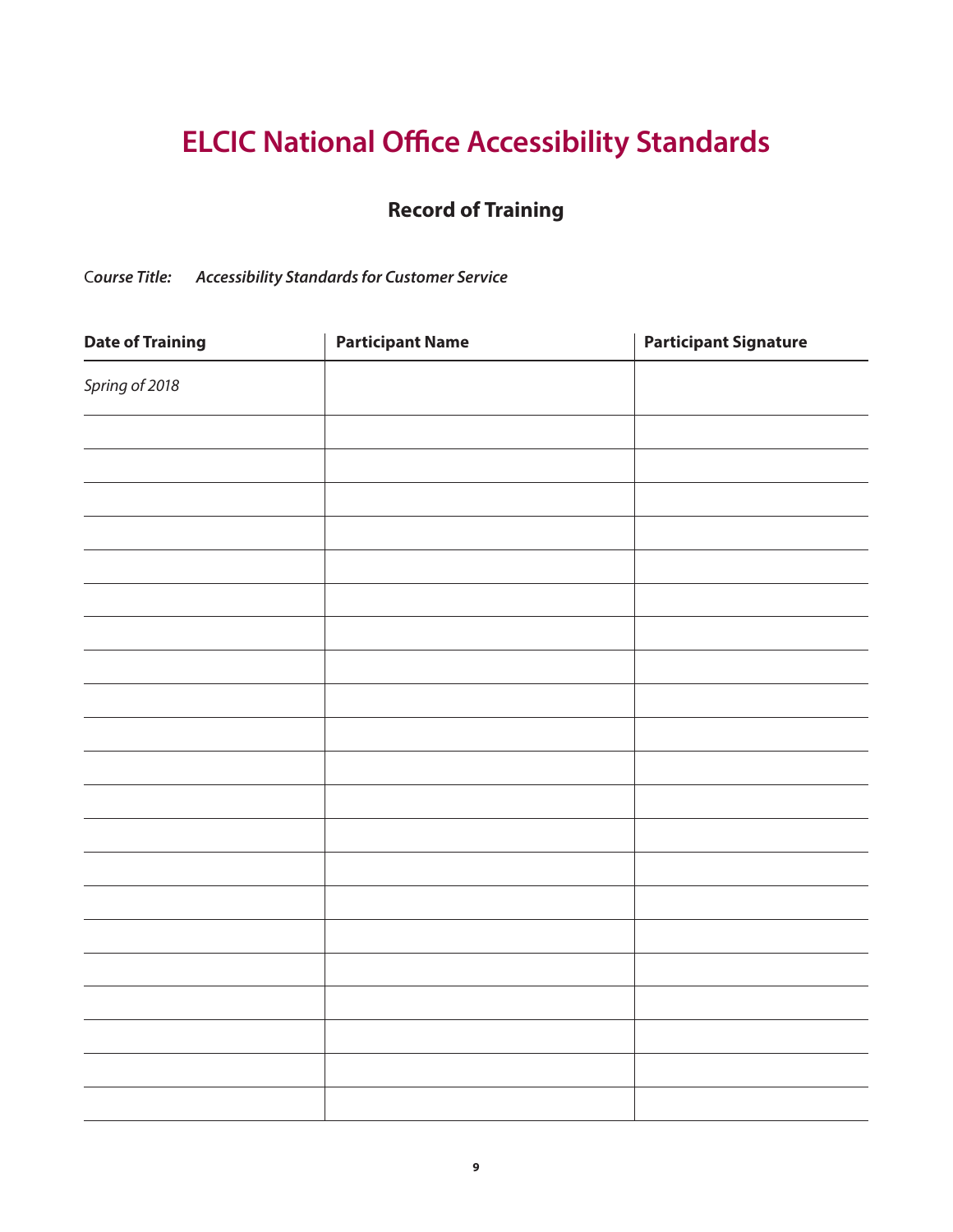# ELCIC National Office Accessibility Standards

## Record of Training

*Course Title:* ***Accessibility Standards for Customer Service***

| Date of Training | Participant Name | Participant Signature |
|---|---|---|
| *Spring of 2018* | | |
| | | |
| | | |
| | | |
| | | |
| | | |
| | | |
| | | |
| | | |
| | | |
| | | |
| | | |
| | | |
| | | |
| | | |
| | | |
| | | |
| | | |
| | | |
| | | |
| | | |
| | | |
| | | |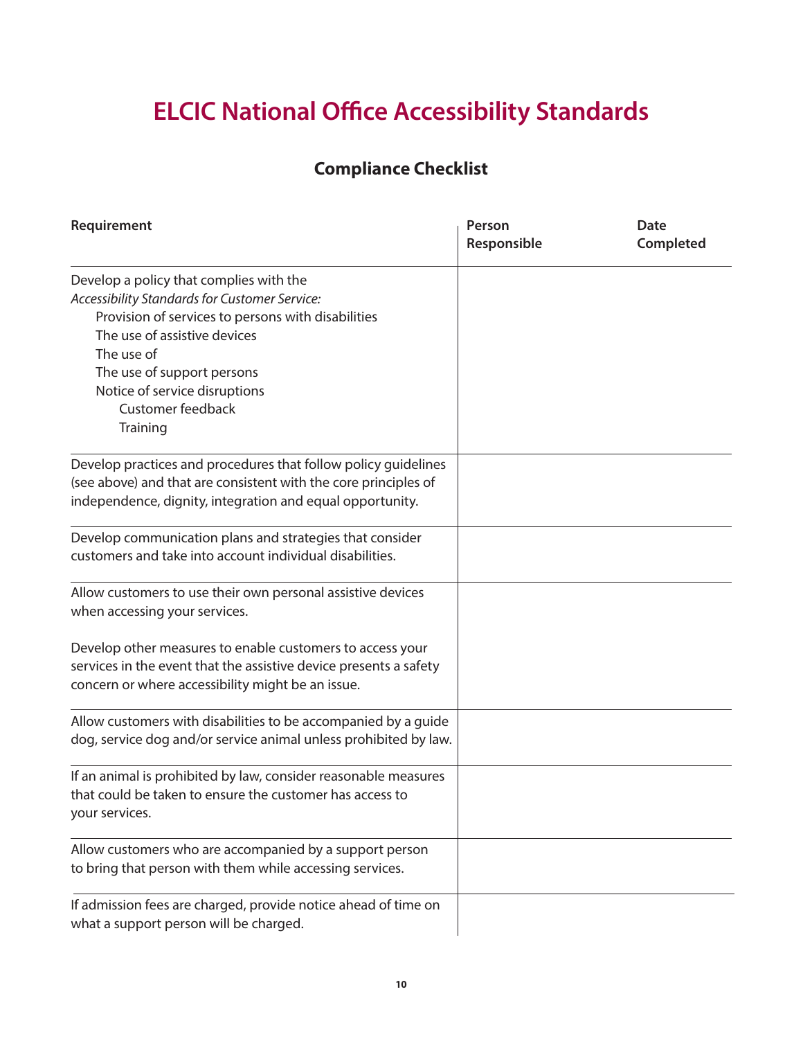# ELCIC National Office Accessibility Standards

## Compliance Checklist

| Requirement | Person Responsible | Date Completed |
|---|---|---|
| Develop a policy that complies with the *Accessibility Standards for Customer Service:*<br>Provision of services to persons with disabilities<br>The use of assistive devices<br>The use of<br>The use of support persons<br>Notice of service disruptions<br>Customer feedback<br>Training | | |
| Develop practices and procedures that follow policy guidelines (see above) and that are consistent with the core principles of independence, dignity, integration and equal opportunity. | | |
| Develop communication plans and strategies that consider customers and take into account individual disabilities. | | |
| Allow customers to use their own personal assistive devices when accessing your services.<br><br>Develop other measures to enable customers to access your services in the event that the assistive device presents a safety concern or where accessibility might be an issue. | | |
| Allow customers with disabilities to be accompanied by a guide dog, service dog and/or service animal unless prohibited by law. | | |
| If an animal is prohibited by law, consider reasonable measures that could be taken to ensure the customer has access to your services. | | |
| Allow customers who are accompanied by a support person to bring that person with them while accessing services. | | |
| If admission fees are charged, provide notice ahead of time on what a support person will be charged. | | |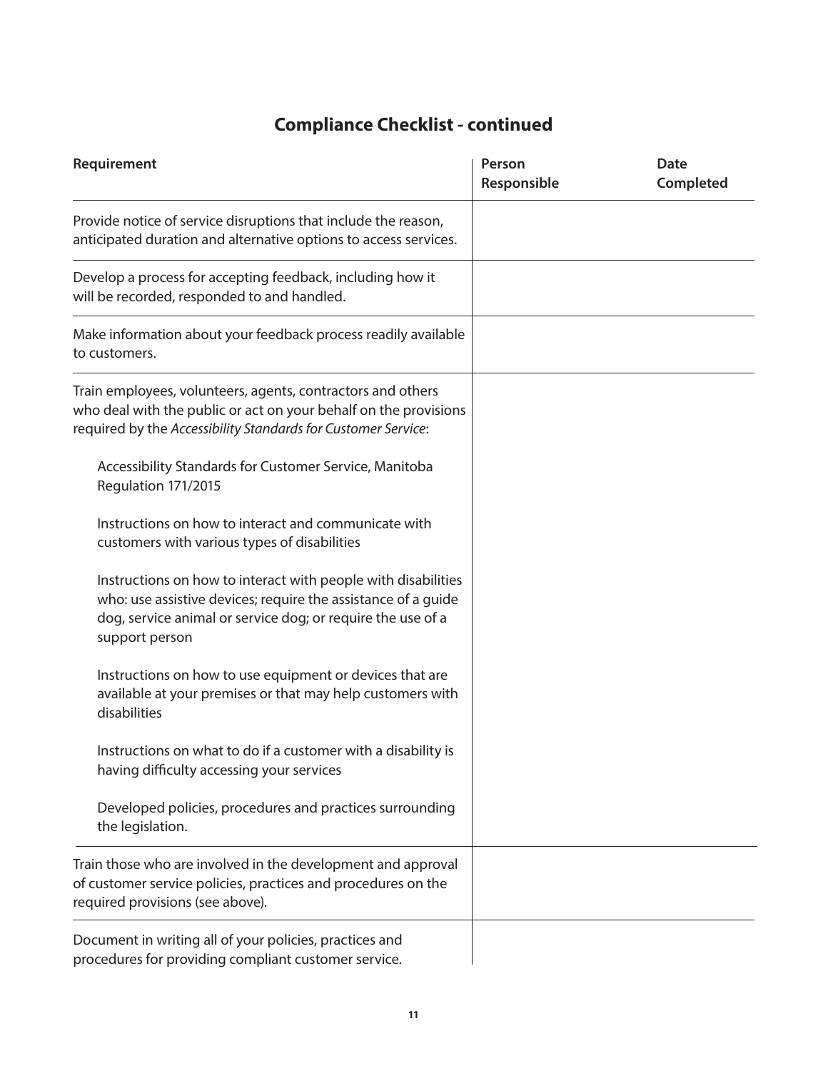## Compliance Checklist - continued

| Requirement | Person Responsible | Date Completed |
|---|---|---|
| Provide notice of service disruptions that include the reason, anticipated duration and alternative options to access services. | | |
| Develop a process for accepting feedback, including how it will be recorded, responded to and handled. | | |
| Make information about your feedback process readily available to customers. | | |
| Train employees, volunteers, agents, contractors and others who deal with the public or act on your behalf on the provisions required by the *Accessibility Standards for Customer Service*: <br><br> Accessibility Standards for Customer Service, Manitoba Regulation 171/2015 <br><br> Instructions on how to interact and communicate with customers with various types of disabilities <br><br> Instructions on how to interact with people with disabilities who: use assistive devices; require the assistance of a guide dog, service animal or service dog; or require the use of a support person <br><br> Instructions on how to use equipment or devices that are available at your premises or that may help customers with disabilities <br><br> Instructions on what to do if a customer with a disability is having difficulty accessing your services <br><br> Developed policies, procedures and practices surrounding the legislation. | | |
| Train those who are involved in the development and approval of customer service policies, practices and procedures on the required provisions (see above). | | |
| Document in writing all of your policies, practices and procedures for providing compliant customer service. | | |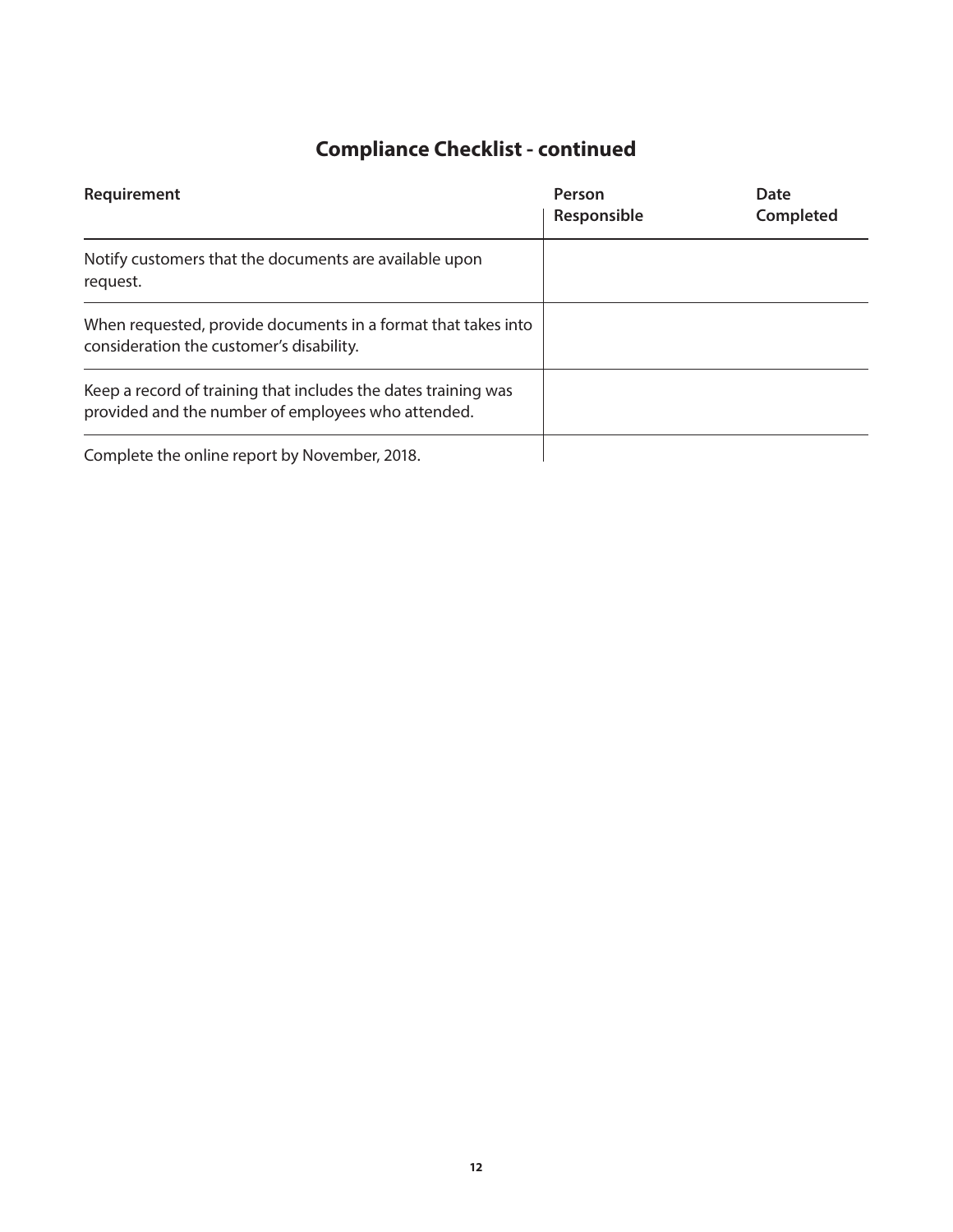## Compliance Checklist - continued

| Requirement | Person Responsible | Date Completed |
|---|---|---|
| Notify customers that the documents are available upon request. | | |
| When requested, provide documents in a format that takes into consideration the customer's disability. | | |
| Keep a record of training that includes the dates training was provided and the number of employees who attended. | | |
| Complete the online report by November, 2018. | | |